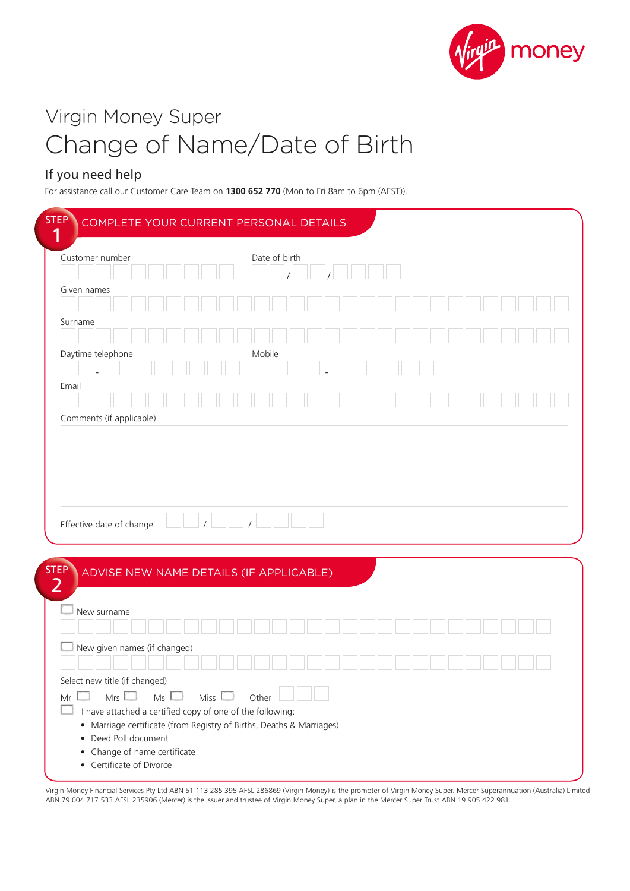Virgin Money Super

# Change of Name/Date of Birth

## If you need help

For assistance call our Customer Care Team on **1300 652 770** (Mon to Fri 8am to 6pm (AEST)).

## STEP 1 COMPLETE YOUR CURRENT PERSONAL DETAILS

Customer number

Date of birth  /  /

Given names

Surname

Daytime telephone  -

Mobile  -

Email

Comments (if applicable)

Effective date of change  /  /

## STEP 2 ADVISE NEW NAME DETAILS (IF APPLICABLE)

☐ New surname

☐ New given names (if changed)

Select new title (if changed)

Mr ☐ Mrs ☐ Ms ☐ Miss ☐ Other

☐ I have attached a certified copy of one of the following:

- Marriage certificate (from Registry of Births, Deaths & Marriages)
- Deed Poll document
- Change of name certificate
- Certificate of Divorce

Virgin Money Financial Services Pty Ltd ABN 51 113 285 395 AFSL 286869 (Virgin Money) is the promoter of Virgin Money Super. Mercer Superannuation (Australia) Limited ABN 79 004 717 533 AFSL 235906 (Mercer) is the issuer and trustee of Virgin Money Super, a plan in the Mercer Super Trust ABN 19 905 422 981.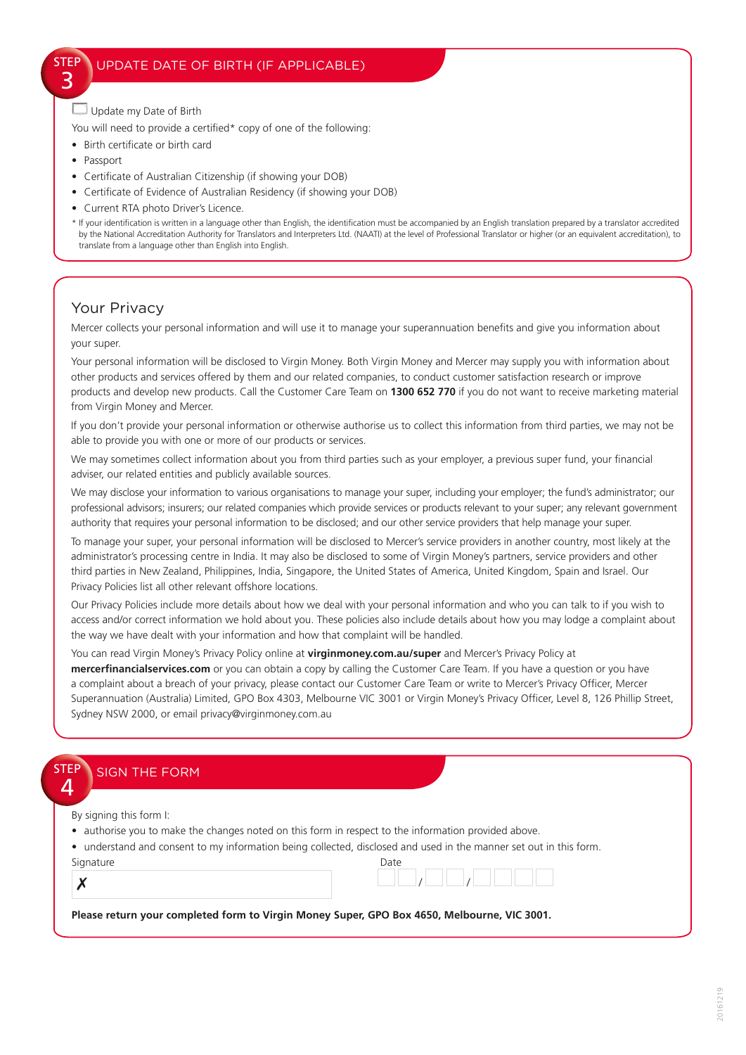## STEP 3 UPDATE DATE OF BIRTH (IF APPLICABLE)

☐ Update my Date of Birth

You will need to provide a certified* copy of one of the following:

- Birth certificate or birth card
- Passport
- Certificate of Australian Citizenship (if showing your DOB)
- Certificate of Evidence of Australian Residency (if showing your DOB)
- Current RTA photo Driver's Licence.

* If your identification is written in a language other than English, the identification must be accompanied by an English translation prepared by a translator accredited by the National Accreditation Authority for Translators and Interpreters Ltd. (NAATI) at the level of Professional Translator or higher (or an equivalent accreditation), to translate from a language other than English into English.

## Your Privacy

Mercer collects your personal information and will use it to manage your superannuation benefits and give you information about your super.

Your personal information will be disclosed to Virgin Money. Both Virgin Money and Mercer may supply you with information about other products and services offered by them and our related companies, to conduct customer satisfaction research or improve products and develop new products. Call the Customer Care Team on **1300 652 770** if you do not want to receive marketing material from Virgin Money and Mercer.

If you don't provide your personal information or otherwise authorise us to collect this information from third parties, we may not be able to provide you with one or more of our products or services.

We may sometimes collect information about you from third parties such as your employer, a previous super fund, your financial adviser, our related entities and publicly available sources.

We may disclose your information to various organisations to manage your super, including your employer; the fund's administrator; our professional advisors; insurers; our related companies which provide services or products relevant to your super; any relevant government authority that requires your personal information to be disclosed; and our other service providers that help manage your super.

To manage your super, your personal information will be disclosed to Mercer's service providers in another country, most likely at the administrator's processing centre in India. It may also be disclosed to some of Virgin Money's partners, service providers and other third parties in New Zealand, Philippines, India, Singapore, the United States of America, United Kingdom, Spain and Israel. Our Privacy Policies list all other relevant offshore locations.

Our Privacy Policies include more details about how we deal with your personal information and who you can talk to if you wish to access and/or correct information we hold about you. These policies also include details about how you may lodge a complaint about the way we have dealt with your information and how that complaint will be handled.

You can read Virgin Money's Privacy Policy online at **virginmoney.com.au/super** and Mercer's Privacy Policy at **mercerfinancialservices.com** or you can obtain a copy by calling the Customer Care Team. If you have a question or you have a complaint about a breach of your privacy, please contact our Customer Care Team or write to Mercer's Privacy Officer, Mercer Superannuation (Australia) Limited, GPO Box 4303, Melbourne VIC 3001 or Virgin Money's Privacy Officer, Level 8, 126 Phillip Street, Sydney NSW 2000, or email privacy@virginmoney.com.au

## STEP 4 SIGN THE FORM

By signing this form I:

- authorise you to make the changes noted on this form in respect to the information provided above.
- understand and consent to my information being collected, disclosed and used in the manner set out in this form.

Signature ✗ ____________________ Date ☐☐ / ☐☐ / ☐☐☐☐

**Please return your completed form to Virgin Money Super, GPO Box 4650, Melbourne, VIC 3001.**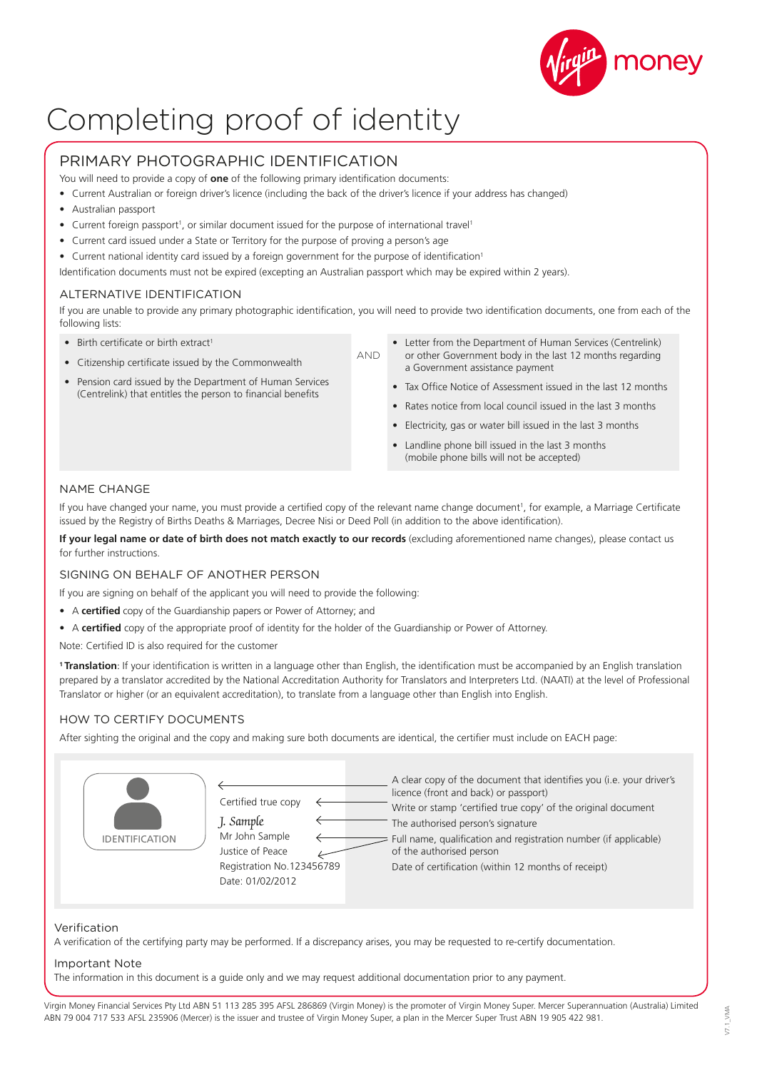# Completing proof of identity

## PRIMARY PHOTOGRAPHIC IDENTIFICATION

You will need to provide a copy of **one** of the following primary identification documents:

- Current Australian or foreign driver's licence (including the back of the driver's licence if your address has changed)
- Australian passport
- Current foreign passport[1], or similar document issued for the purpose of international travel[1]
- Current card issued under a State or Territory for the purpose of proving a person's age
- Current national identity card issued by a foreign government for the purpose of identification[1]

Identification documents must not be expired (excepting an Australian passport which may be expired within 2 years).

### ALTERNATIVE IDENTIFICATION

If you are unable to provide any primary photographic identification, you will need to provide two identification documents, one from each of the following lists:

- Birth certificate or birth extract[1]
- Citizenship certificate issued by the Commonwealth
- Pension card issued by the Department of Human Services (Centrelink) that entitles the person to financial benefits

AND

- Letter from the Department of Human Services (Centrelink) or other Government body in the last 12 months regarding a Government assistance payment
- Tax Office Notice of Assessment issued in the last 12 months
- Rates notice from local council issued in the last 3 months
- Electricity, gas or water bill issued in the last 3 months
- Landline phone bill issued in the last 3 months (mobile phone bills will not be accepted)

### NAME CHANGE

If you have changed your name, you must provide a certified copy of the relevant name change document[1], for example, a Marriage Certificate issued by the Registry of Births Deaths & Marriages, Decree Nisi or Deed Poll (in addition to the above identification).

**If your legal name or date of birth does not match exactly to our records** (excluding aforementioned name changes), please contact us for further instructions.

### SIGNING ON BEHALF OF ANOTHER PERSON

If you are signing on behalf of the applicant you will need to provide the following:

- A **certified** copy of the Guardianship papers or Power of Attorney; and
- A **certified** copy of the appropriate proof of identity for the holder of the Guardianship or Power of Attorney.

Note: Certified ID is also required for the customer

[1] **Translation**: If your identification is written in a language other than English, the identification must be accompanied by an English translation prepared by a translator accredited by the National Accreditation Authority for Translators and Interpreters Ltd. (NAATI) at the level of Professional Translator or higher (or an equivalent accreditation), to translate from a language other than English into English.

### HOW TO CERTIFY DOCUMENTS

After sighting the original and the copy and making sure both documents are identical, the certifier must include on EACH page:

IDENTIFICATION

Certified true copy
*J. Sample*
Mr John Sample
Justice of Peace
Registration No.123456789
Date: 01/02/2012

- A clear copy of the document that identifies you (i.e. your driver's licence (front and back) or passport)
- Write or stamp 'certified true copy' of the original document
- The authorised person's signature
- Full name, qualification and registration number (if applicable) of the authorised person
- Date of certification (within 12 months of receipt)

### Verification

A verification of the certifying party may be performed. If a discrepancy arises, you may be requested to re-certify documentation.

### Important Note

The information in this document is a guide only and we may request additional documentation prior to any payment.

Virgin Money Financial Services Pty Ltd ABN 51 113 285 395 AFSL 286869 (Virgin Money) is the promoter of Virgin Money Super. Mercer Superannuation (Australia) Limited ABN 79 004 717 533 AFSL 235906 (Mercer) is the issuer and trustee of Virgin Money Super, a plan in the Mercer Super Trust ABN 19 905 422 981.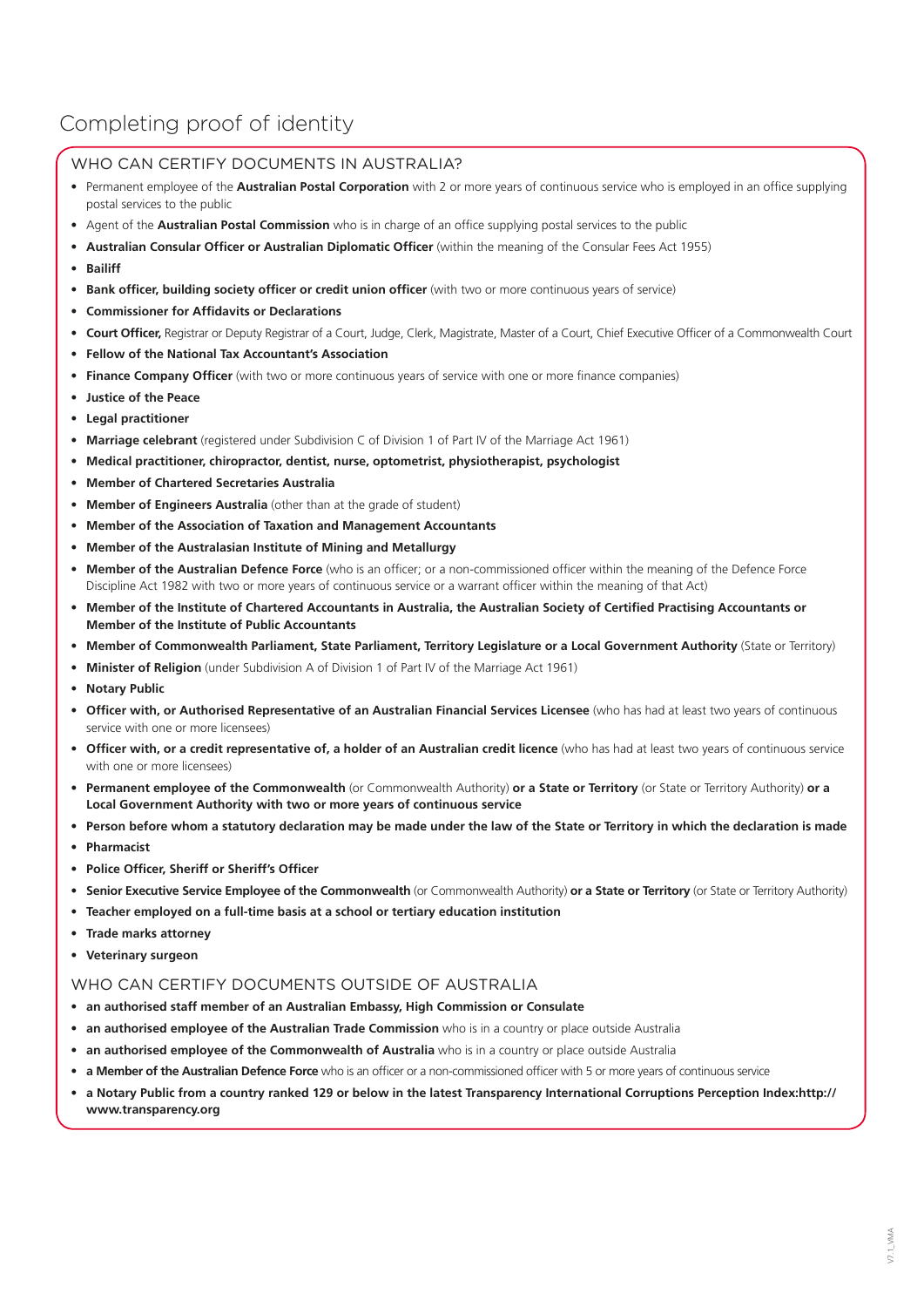# Completing proof of identity

## WHO CAN CERTIFY DOCUMENTS IN AUSTRALIA?

- Permanent employee of the **Australian Postal Corporation** with 2 or more years of continuous service who is employed in an office supplying postal services to the public
- Agent of the **Australian Postal Commission** who is in charge of an office supplying postal services to the public
- **Australian Consular Officer or Australian Diplomatic Officer** (within the meaning of the Consular Fees Act 1955)
- **Bailiff**
- **Bank officer, building society officer or credit union officer** (with two or more continuous years of service)
- **Commissioner for Affidavits or Declarations**
- **Court Officer,** Registrar or Deputy Registrar of a Court, Judge, Clerk, Magistrate, Master of a Court, Chief Executive Officer of a Commonwealth Court
- **Fellow of the National Tax Accountant's Association**
- **Finance Company Officer** (with two or more continuous years of service with one or more finance companies)
- **Justice of the Peace**
- **Legal practitioner**
- **Marriage celebrant** (registered under Subdivision C of Division 1 of Part IV of the Marriage Act 1961)
- **Medical practitioner, chiropractor, dentist, nurse, optometrist, physiotherapist, psychologist**
- **Member of Chartered Secretaries Australia**
- **Member of Engineers Australia** (other than at the grade of student)
- **Member of the Association of Taxation and Management Accountants**
- **Member of the Australasian Institute of Mining and Metallurgy**
- **Member of the Australian Defence Force** (who is an officer; or a non-commissioned officer within the meaning of the Defence Force Discipline Act 1982 with two or more years of continuous service or a warrant officer within the meaning of that Act)
- **Member of the Institute of Chartered Accountants in Australia, the Australian Society of Certified Practising Accountants or Member of the Institute of Public Accountants**
- **Member of Commonwealth Parliament, State Parliament, Territory Legislature or a Local Government Authority** (State or Territory)
- **Minister of Religion** (under Subdivision A of Division 1 of Part IV of the Marriage Act 1961)
- **Notary Public**
- **Officer with, or Authorised Representative of an Australian Financial Services Licensee** (who has had at least two years of continuous service with one or more licensees)
- **Officer with, or a credit representative of, a holder of an Australian credit licence** (who has had at least two years of continuous service with one or more licensees)
- **Permanent employee of the Commonwealth** (or Commonwealth Authority) **or a State or Territory** (or State or Territory Authority) **or a Local Government Authority with two or more years of continuous service**
- **Person before whom a statutory declaration may be made under the law of the State or Territory in which the declaration is made**
- **Pharmacist**
- **Police Officer, Sheriff or Sheriff's Officer**
- **Senior Executive Service Employee of the Commonwealth** (or Commonwealth Authority) **or a State or Territory** (or State or Territory Authority)
- **Teacher employed on a full-time basis at a school or tertiary education institution**
- **Trade marks attorney**
- **Veterinary surgeon**

## WHO CAN CERTIFY DOCUMENTS OUTSIDE OF AUSTRALIA

- **an authorised staff member of an Australian Embassy, High Commission or Consulate**
- **an authorised employee of the Australian Trade Commission** who is in a country or place outside Australia
- **an authorised employee of the Commonwealth of Australia** who is in a country or place outside Australia
- **a Member of the Australian Defence Force** who is an officer or a non-commissioned officer with 5 or more years of continuous service
- **a Notary Public from a country ranked 129 or below in the latest Transparency International Corruptions Perception Index:http://www.transparency.org**